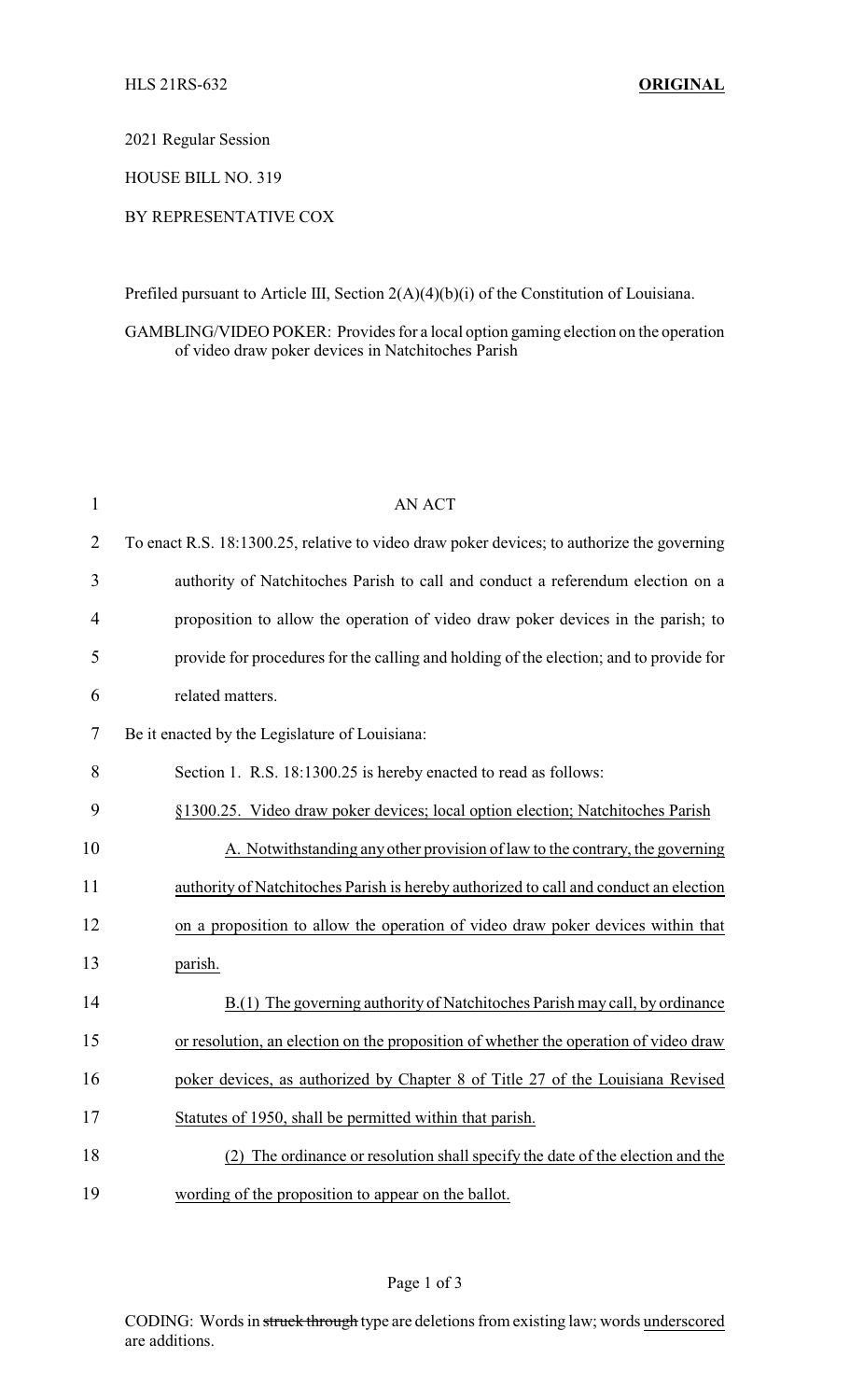HLS 21RS-632 **ORIGINAL**

2021 Regular Session

HOUSE BILL NO. 319

BY REPRESENTATIVE COX

Prefiled pursuant to Article III, Section 2(A)(4)(b)(i) of the Constitution of Louisiana.

GAMBLING/VIDEO POKER: Provides for a local option gaming election on the operation of video draw poker devices in Natchitoches Parish

AN ACT

To enact R.S. 18:1300.25, relative to video draw poker devices; to authorize the governing authority of Natchitoches Parish to call and conduct a referendum election on a proposition to allow the operation of video draw poker devices in the parish; to provide for procedures for the calling and holding of the election; and to provide for related matters.

Be it enacted by the Legislature of Louisiana:

Section 1. R.S. 18:1300.25 is hereby enacted to read as follows:

<u>§1300.25. Video draw poker devices; local option election; Natchitoches Parish</u>

<u>A. Notwithstanding any other provision of law to the contrary, the governing authority of Natchitoches Parish is hereby authorized to call and conduct an election on a proposition to allow the operation of video draw poker devices within that parish.</u>

<u>B.(1) The governing authority of Natchitoches Parish may call, by ordinance or resolution, an election on the proposition of whether the operation of video draw poker devices, as authorized by Chapter 8 of Title 27 of the Louisiana Revised Statutes of 1950, shall be permitted within that parish.</u>

<u>(2) The ordinance or resolution shall specify the date of the election and the wording of the proposition to appear on the ballot.</u>

CODING: Words in ~~struck through~~ type are deletions from existing law; words <u>underscored</u> are additions.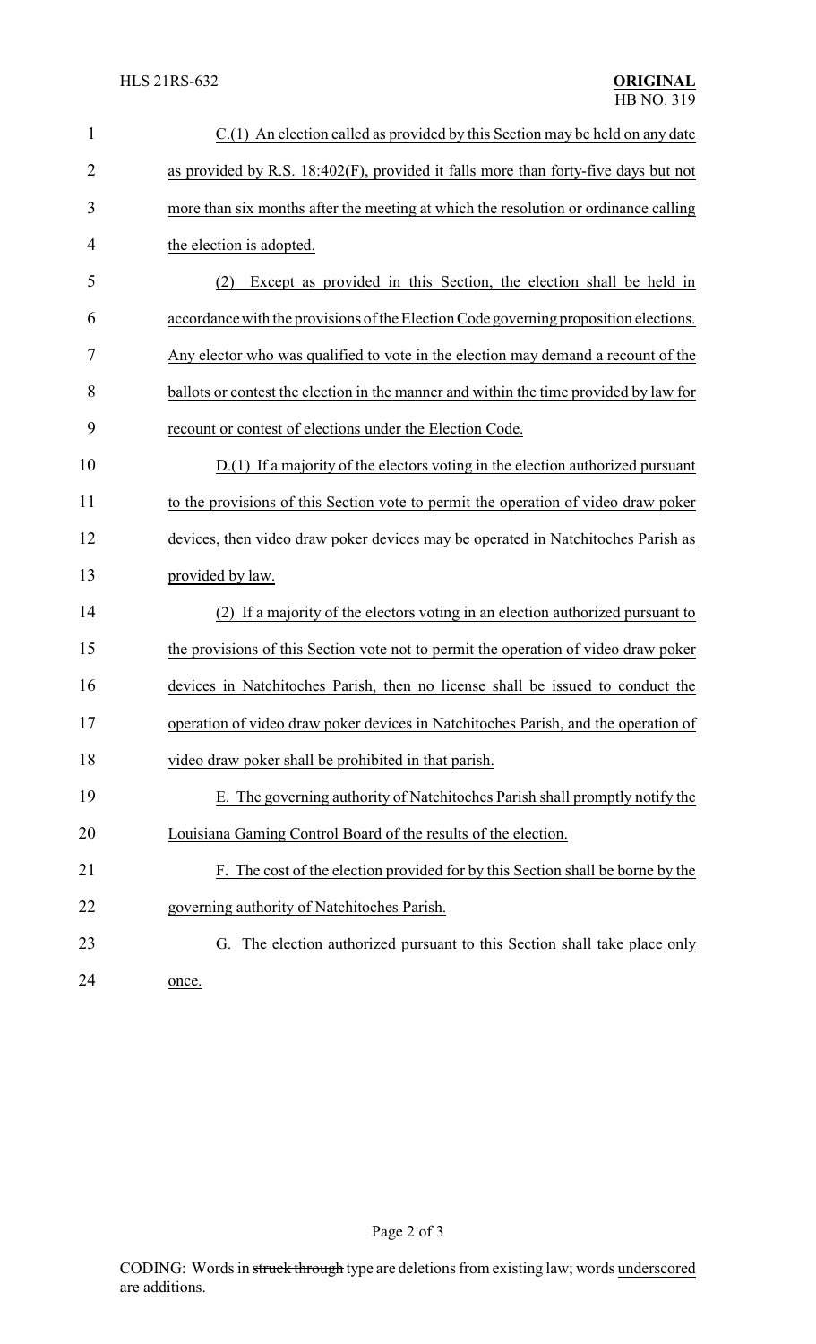C.(1) An election called as provided by this Section may be held on any date as provided by R.S. 18:402(F), provided it falls more than forty-five days but not more than six months after the meeting at which the resolution or ordinance calling the election is adopted.

(2) Except as provided in this Section, the election shall be held in accordance with the provisions of the Election Code governing proposition elections. Any elector who was qualified to vote in the election may demand a recount of the ballots or contest the election in the manner and within the time provided by law for recount or contest of elections under the Election Code.

D.(1) If a majority of the electors voting in the election authorized pursuant to the provisions of this Section vote to permit the operation of video draw poker devices, then video draw poker devices may be operated in Natchitoches Parish as provided by law.

(2) If a majority of the electors voting in an election authorized pursuant to the provisions of this Section vote not to permit the operation of video draw poker devices in Natchitoches Parish, then no license shall be issued to conduct the operation of video draw poker devices in Natchitoches Parish, and the operation of video draw poker shall be prohibited in that parish.

E. The governing authority of Natchitoches Parish shall promptly notify the Louisiana Gaming Control Board of the results of the election.

F. The cost of the election provided for by this Section shall be borne by the governing authority of Natchitoches Parish.

G. The election authorized pursuant to this Section shall take place only once.

CODING: Words in ~~struck through~~ type are deletions from existing law; words underscored are additions.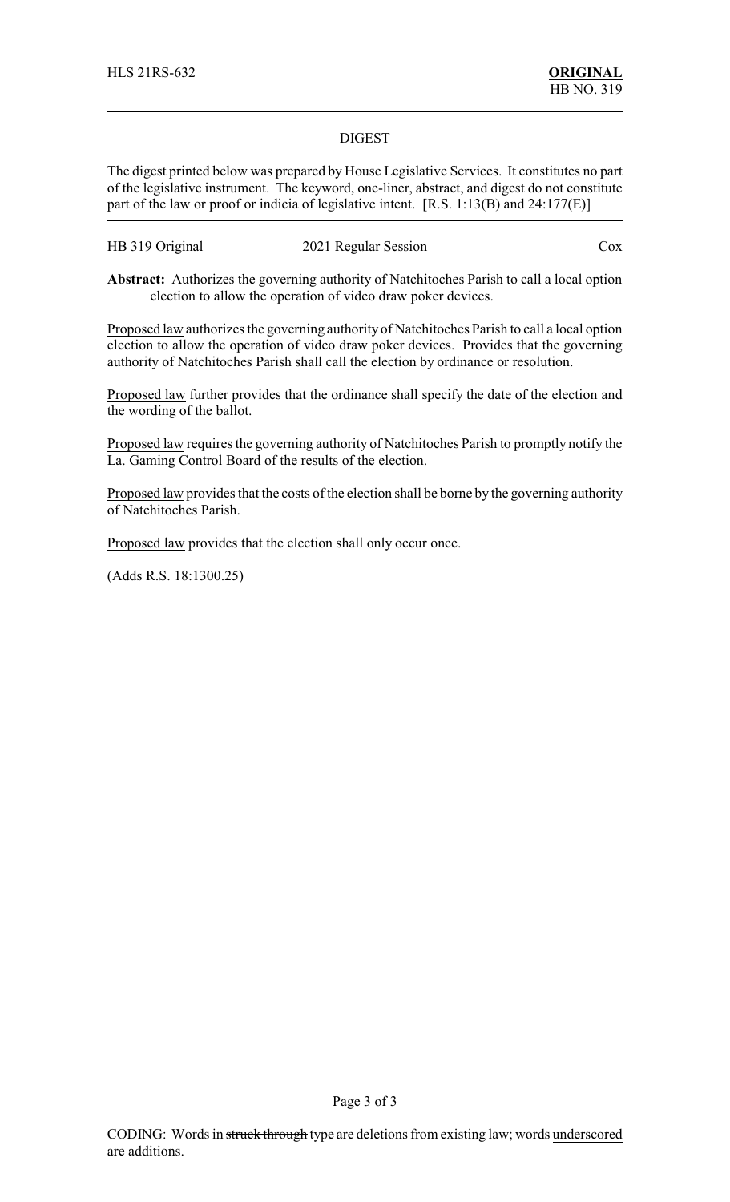## DIGEST

The digest printed below was prepared by House Legislative Services. It constitutes no part of the legislative instrument. The keyword, one-liner, abstract, and digest do not constitute part of the law or proof or indicia of legislative intent. [R.S. 1:13(B) and 24:177(E)]

HB 319 Original 2021 Regular Session Cox

**Abstract:** Authorizes the governing authority of Natchitoches Parish to call a local option election to allow the operation of video draw poker devices.

Proposed law authorizes the governing authority of Natchitoches Parish to call a local option election to allow the operation of video draw poker devices. Provides that the governing authority of Natchitoches Parish shall call the election by ordinance or resolution.

Proposed law further provides that the ordinance shall specify the date of the election and the wording of the ballot.

Proposed law requires the governing authority of Natchitoches Parish to promptly notify the La. Gaming Control Board of the results of the election.

Proposed law provides that the costs of the election shall be borne by the governing authority of Natchitoches Parish.

Proposed law provides that the election shall only occur once.

(Adds R.S. 18:1300.25)

CODING: Words in ~~struck through~~ type are deletions from existing law; words underscored are additions.